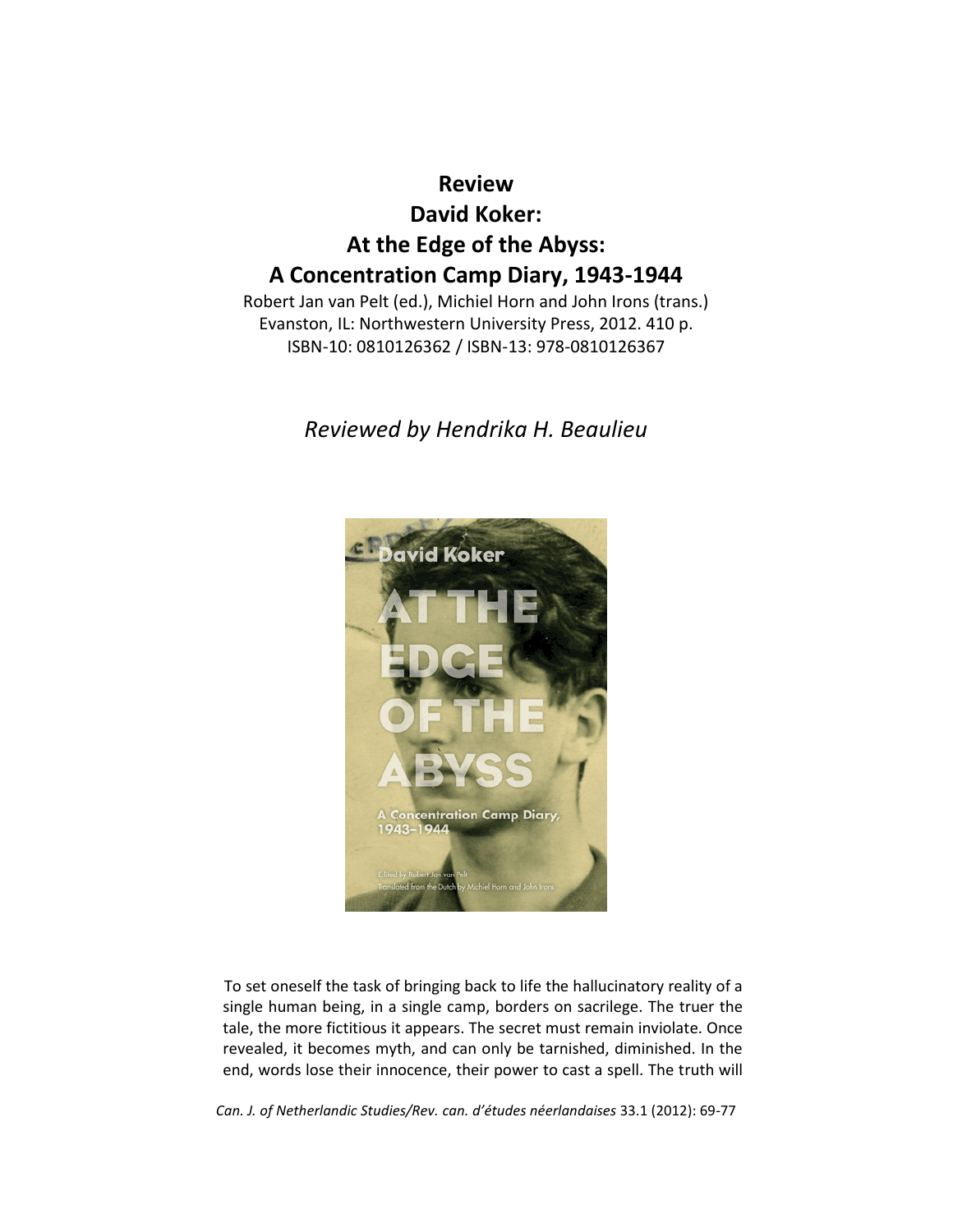# Review

# David Koker:

# At the Edge of the Abyss:

# A Concentration Camp Diary, 1943-1944

Robert Jan van Pelt (ed.), Michiel Horn and John Irons (trans.)
Evanston, IL: Northwestern University Press, 2012. 410 p.
ISBN-10: 0810126362 / ISBN-13: 978-0810126367

*Reviewed by Hendrika H. Beaulieu*

To set oneself the task of bringing back to life the hallucinatory reality of a single human being, in a single camp, borders on sacrilege. The truer the tale, the more fictitious it appears. The secret must remain inviolate. Once revealed, it becomes myth, and can only be tarnished, diminished. In the end, words lose their innocence, their power to cast a spell. The truth will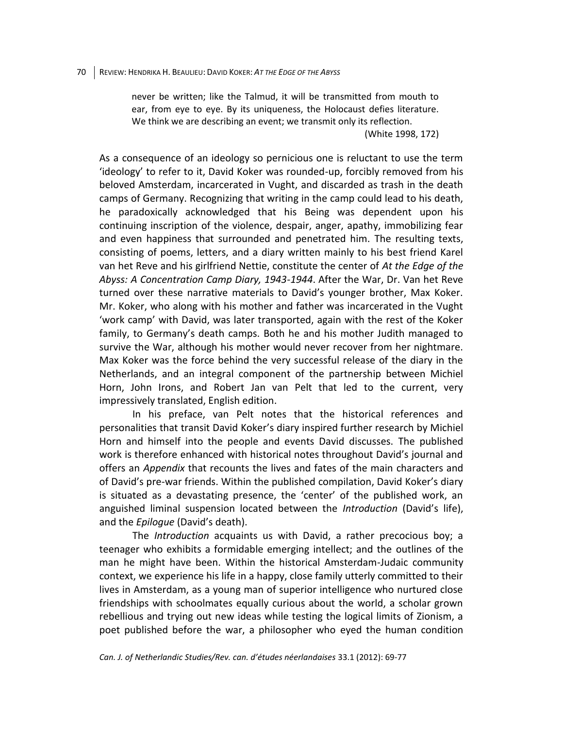> never be written; like the Talmud, it will be transmitted from mouth to ear, from eye to eye. By its uniqueness, the Holocaust defies literature. We think we are describing an event; we transmit only its reflection.
> (White 1998, 172)

As a consequence of an ideology so pernicious one is reluctant to use the term 'ideology' to refer to it, David Koker was rounded-up, forcibly removed from his beloved Amsterdam, incarcerated in Vught, and discarded as trash in the death camps of Germany. Recognizing that writing in the camp could lead to his death, he paradoxically acknowledged that his Being was dependent upon his continuing inscription of the violence, despair, anger, apathy, immobilizing fear and even happiness that surrounded and penetrated him. The resulting texts, consisting of poems, letters, and a diary written mainly to his best friend Karel van het Reve and his girlfriend Nettie, constitute the center of *At the Edge of the Abyss: A Concentration Camp Diary, 1943-1944*. After the War, Dr. Van het Reve turned over these narrative materials to David's younger brother, Max Koker. Mr. Koker, who along with his mother and father was incarcerated in the Vught 'work camp' with David, was later transported, again with the rest of the Koker family, to Germany's death camps. Both he and his mother Judith managed to survive the War, although his mother would never recover from her nightmare. Max Koker was the force behind the very successful release of the diary in the Netherlands, and an integral component of the partnership between Michiel Horn, John Irons, and Robert Jan van Pelt that led to the current, very impressively translated, English edition.

In his preface, van Pelt notes that the historical references and personalities that transit David Koker's diary inspired further research by Michiel Horn and himself into the people and events David discusses. The published work is therefore enhanced with historical notes throughout David's journal and offers an *Appendix* that recounts the lives and fates of the main characters and of David's pre-war friends. Within the published compilation, David Koker's diary is situated as a devastating presence, the 'center' of the published work, an anguished liminal suspension located between the *Introduction* (David's life), and the *Epilogue* (David's death).

The *Introduction* acquaints us with David, a rather precocious boy; a teenager who exhibits a formidable emerging intellect; and the outlines of the man he might have been. Within the historical Amsterdam-Judaic community context, we experience his life in a happy, close family utterly committed to their lives in Amsterdam, as a young man of superior intelligence who nurtured close friendships with schoolmates equally curious about the world, a scholar grown rebellious and trying out new ideas while testing the logical limits of Zionism, a poet published before the war, a philosopher who eyed the human condition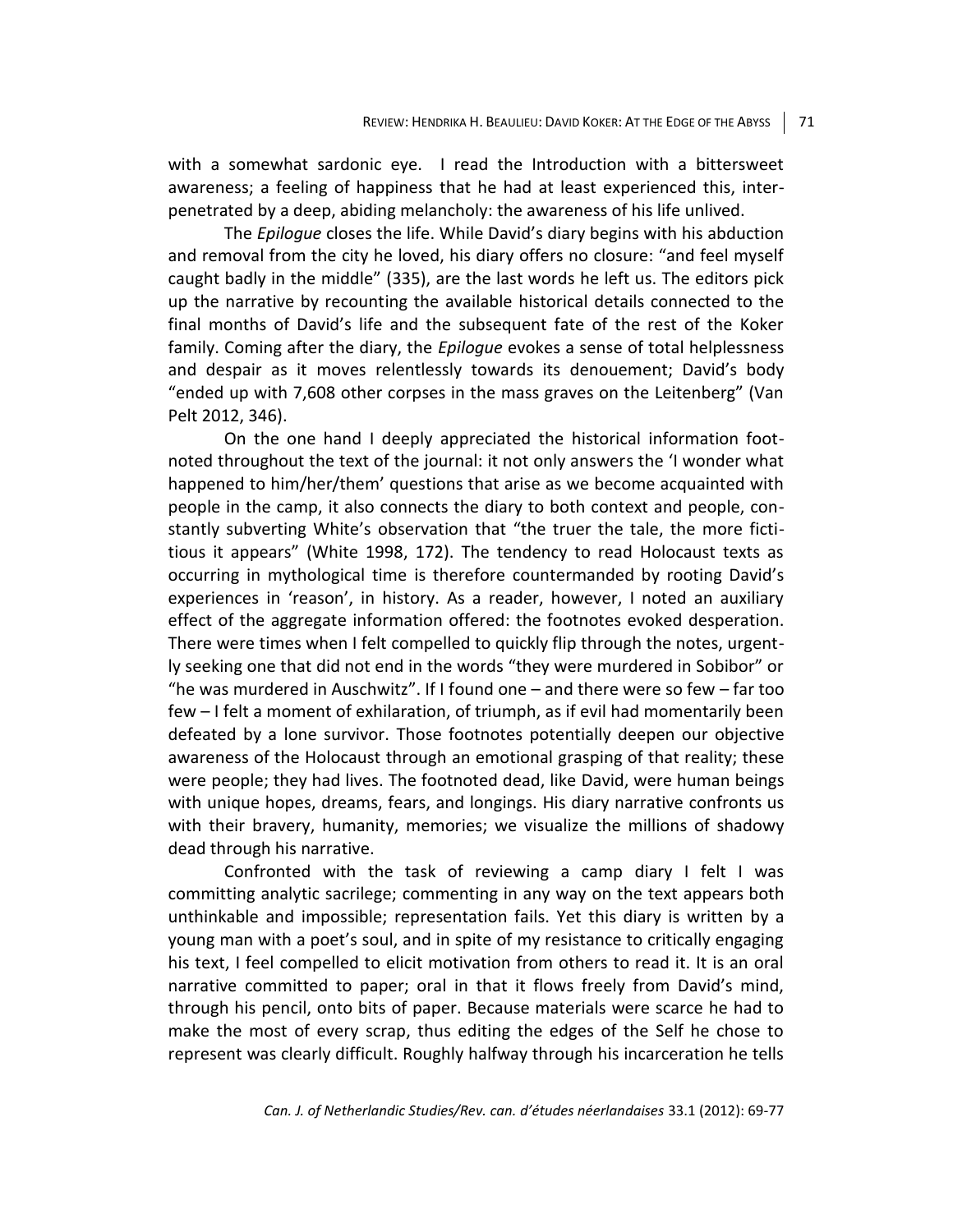with a somewhat sardonic eye. I read the Introduction with a bittersweet awareness; a feeling of happiness that he had at least experienced this, interpenetrated by a deep, abiding melancholy: the awareness of his life unlived.

The *Epilogue* closes the life. While David's diary begins with his abduction and removal from the city he loved, his diary offers no closure: "and feel myself caught badly in the middle" (335), are the last words he left us. The editors pick up the narrative by recounting the available historical details connected to the final months of David's life and the subsequent fate of the rest of the Koker family. Coming after the diary, the *Epilogue* evokes a sense of total helplessness and despair as it moves relentlessly towards its denouement; David's body "ended up with 7,608 other corpses in the mass graves on the Leitenberg" (Van Pelt 2012, 346).

On the one hand I deeply appreciated the historical information footnoted throughout the text of the journal: it not only answers the 'I wonder what happened to him/her/them' questions that arise as we become acquainted with people in the camp, it also connects the diary to both context and people, constantly subverting White's observation that "the truer the tale, the more fictitious it appears" (White 1998, 172). The tendency to read Holocaust texts as occurring in mythological time is therefore countermanded by rooting David's experiences in 'reason', in history. As a reader, however, I noted an auxiliary effect of the aggregate information offered: the footnotes evoked desperation. There were times when I felt compelled to quickly flip through the notes, urgently seeking one that did not end in the words "they were murdered in Sobibor" or "he was murdered in Auschwitz". If I found one – and there were so few – far too few – I felt a moment of exhilaration, of triumph, as if evil had momentarily been defeated by a lone survivor. Those footnotes potentially deepen our objective awareness of the Holocaust through an emotional grasping of that reality; these were people; they had lives. The footnoted dead, like David, were human beings with unique hopes, dreams, fears, and longings. His diary narrative confronts us with their bravery, humanity, memories; we visualize the millions of shadowy dead through his narrative.

Confronted with the task of reviewing a camp diary I felt I was committing analytic sacrilege; commenting in any way on the text appears both unthinkable and impossible; representation fails. Yet this diary is written by a young man with a poet's soul, and in spite of my resistance to critically engaging his text, I feel compelled to elicit motivation from others to read it. It is an oral narrative committed to paper; oral in that it flows freely from David's mind, through his pencil, onto bits of paper. Because materials were scarce he had to make the most of every scrap, thus editing the edges of the Self he chose to represent was clearly difficult. Roughly halfway through his incarceration he tells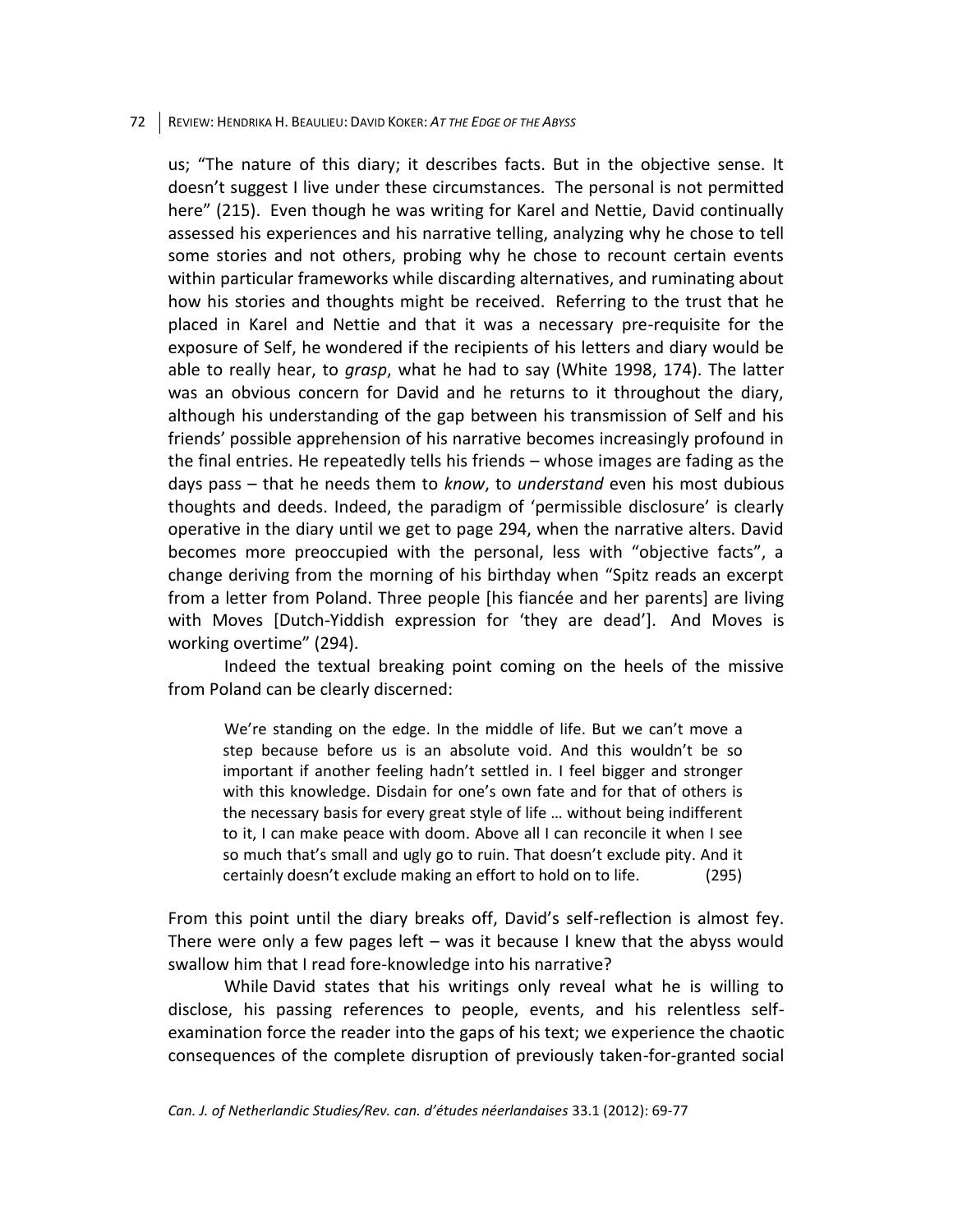us; "The nature of this diary; it describes facts. But in the objective sense. It doesn't suggest I live under these circumstances. The personal is not permitted here" (215). Even though he was writing for Karel and Nettie, David continually assessed his experiences and his narrative telling, analyzing why he chose to tell some stories and not others, probing why he chose to recount certain events within particular frameworks while discarding alternatives, and ruminating about how his stories and thoughts might be received. Referring to the trust that he placed in Karel and Nettie and that it was a necessary pre-requisite for the exposure of Self, he wondered if the recipients of his letters and diary would be able to really hear, to *grasp*, what he had to say (White 1998, 174). The latter was an obvious concern for David and he returns to it throughout the diary, although his understanding of the gap between his transmission of Self and his friends' possible apprehension of his narrative becomes increasingly profound in the final entries. He repeatedly tells his friends – whose images are fading as the days pass – that he needs them to *know*, to *understand* even his most dubious thoughts and deeds. Indeed, the paradigm of 'permissible disclosure' is clearly operative in the diary until we get to page 294, when the narrative alters. David becomes more preoccupied with the personal, less with "objective facts", a change deriving from the morning of his birthday when "Spitz reads an excerpt from a letter from Poland. Three people [his fiancée and her parents] are living with Moves [Dutch-Yiddish expression for 'they are dead']. And Moves is working overtime" (294).

Indeed the textual breaking point coming on the heels of the missive from Poland can be clearly discerned:

> We're standing on the edge. In the middle of life. But we can't move a step because before us is an absolute void. And this wouldn't be so important if another feeling hadn't settled in. I feel bigger and stronger with this knowledge. Disdain for one's own fate and for that of others is the necessary basis for every great style of life … without being indifferent to it, I can make peace with doom. Above all I can reconcile it when I see so much that's small and ugly go to ruin. That doesn't exclude pity. And it certainly doesn't exclude making an effort to hold on to life. (295)

From this point until the diary breaks off, David's self-reflection is almost fey. There were only a few pages left – was it because I knew that the abyss would swallow him that I read fore-knowledge into his narrative?

While David states that his writings only reveal what he is willing to disclose, his passing references to people, events, and his relentless self-examination force the reader into the gaps of his text; we experience the chaotic consequences of the complete disruption of previously taken-for-granted social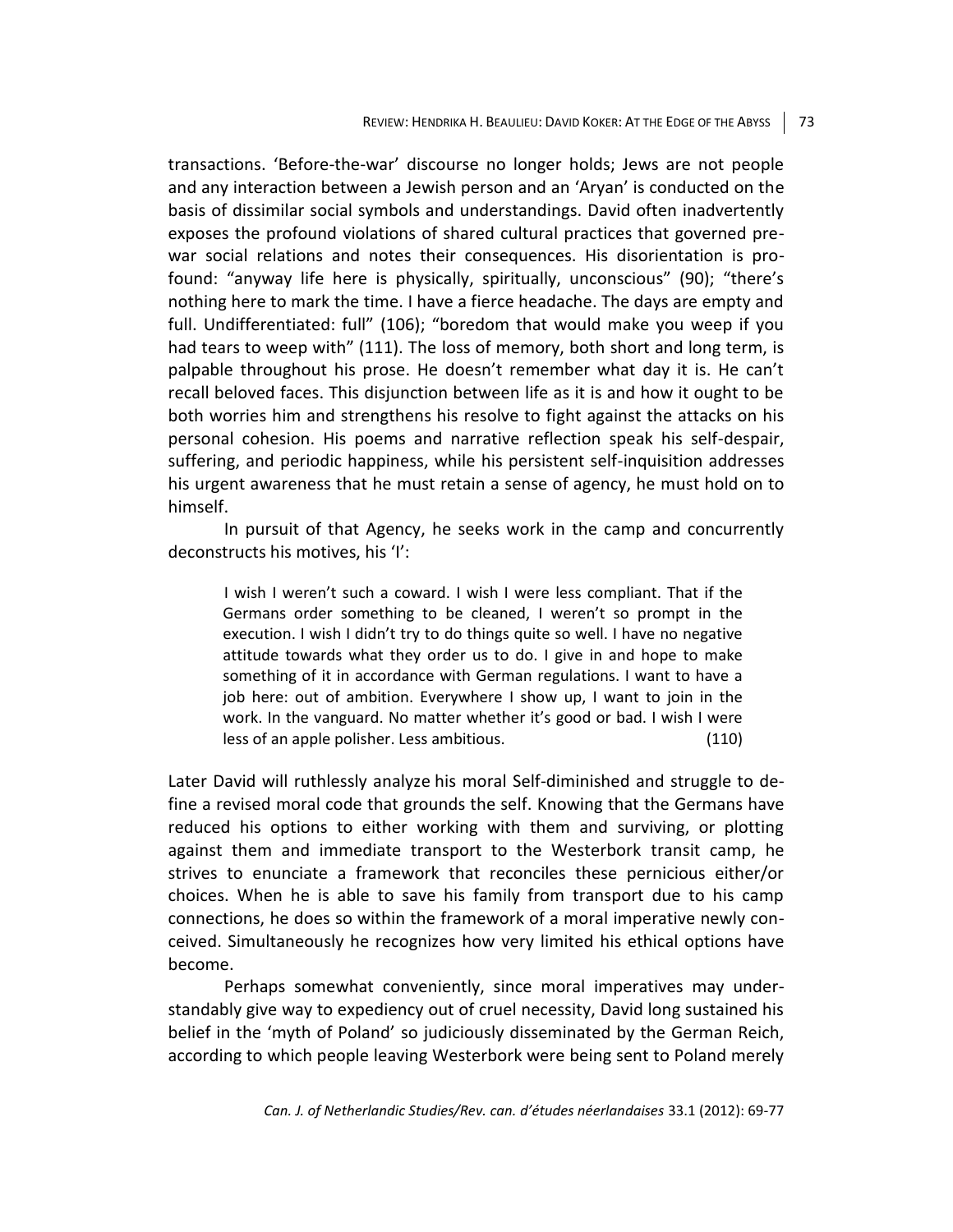transactions. 'Before-the-war' discourse no longer holds; Jews are not people and any interaction between a Jewish person and an 'Aryan' is conducted on the basis of dissimilar social symbols and understandings. David often inadvertently exposes the profound violations of shared cultural practices that governed pre-war social relations and notes their consequences. His disorientation is profound: "anyway life here is physically, spiritually, unconscious" (90); "there's nothing here to mark the time. I have a fierce headache. The days are empty and full. Undifferentiated: full" (106); "boredom that would make you weep if you had tears to weep with" (111). The loss of memory, both short and long term, is palpable throughout his prose. He doesn't remember what day it is. He can't recall beloved faces. This disjunction between life as it is and how it ought to be both worries him and strengthens his resolve to fight against the attacks on his personal cohesion. His poems and narrative reflection speak his self-despair, suffering, and periodic happiness, while his persistent self-inquisition addresses his urgent awareness that he must retain a sense of agency, he must hold on to himself.

In pursuit of that Agency, he seeks work in the camp and concurrently deconstructs his motives, his 'I':

> I wish I weren't such a coward. I wish I were less compliant. That if the Germans order something to be cleaned, I weren't so prompt in the execution. I wish I didn't try to do things quite so well. I have no negative attitude towards what they order us to do. I give in and hope to make something of it in accordance with German regulations. I want to have a job here: out of ambition. Everywhere I show up, I want to join in the work. In the vanguard. No matter whether it's good or bad. I wish I were less of an apple polisher. Less ambitious. (110)

Later David will ruthlessly analyze his moral Self-diminished and struggle to define a revised moral code that grounds the self. Knowing that the Germans have reduced his options to either working with them and surviving, or plotting against them and immediate transport to the Westerbork transit camp, he strives to enunciate a framework that reconciles these pernicious either/or choices. When he is able to save his family from transport due to his camp connections, he does so within the framework of a moral imperative newly conceived. Simultaneously he recognizes how very limited his ethical options have become.

Perhaps somewhat conveniently, since moral imperatives may understandably give way to expediency out of cruel necessity, David long sustained his belief in the 'myth of Poland' so judiciously disseminated by the German Reich, according to which people leaving Westerbork were being sent to Poland merely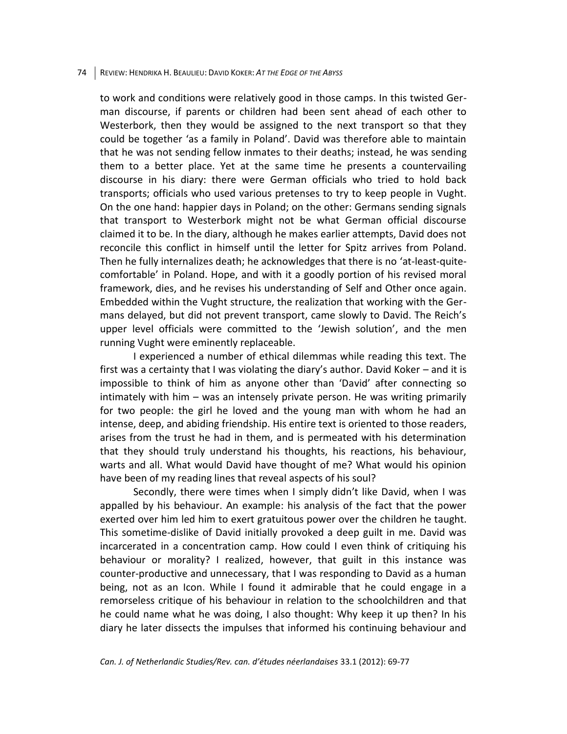to work and conditions were relatively good in those camps. In this twisted German discourse, if parents or children had been sent ahead of each other to Westerbork, then they would be assigned to the next transport so that they could be together 'as a family in Poland'. David was therefore able to maintain that he was not sending fellow inmates to their deaths; instead, he was sending them to a better place. Yet at the same time he presents a countervailing discourse in his diary: there were German officials who tried to hold back transports; officials who used various pretenses to try to keep people in Vught. On the one hand: happier days in Poland; on the other: Germans sending signals that transport to Westerbork might not be what German official discourse claimed it to be. In the diary, although he makes earlier attempts, David does not reconcile this conflict in himself until the letter for Spitz arrives from Poland. Then he fully internalizes death; he acknowledges that there is no 'at-least-quite-comfortable' in Poland. Hope, and with it a goodly portion of his revised moral framework, dies, and he revises his understanding of Self and Other once again. Embedded within the Vught structure, the realization that working with the Germans delayed, but did not prevent transport, came slowly to David. The Reich's upper level officials were committed to the 'Jewish solution', and the men running Vught were eminently replaceable.

I experienced a number of ethical dilemmas while reading this text. The first was a certainty that I was violating the diary's author. David Koker – and it is impossible to think of him as anyone other than 'David' after connecting so intimately with him – was an intensely private person. He was writing primarily for two people: the girl he loved and the young man with whom he had an intense, deep, and abiding friendship. His entire text is oriented to those readers, arises from the trust he had in them, and is permeated with his determination that they should truly understand his thoughts, his reactions, his behaviour, warts and all. What would David have thought of me? What would his opinion have been of my reading lines that reveal aspects of his soul?

Secondly, there were times when I simply didn't like David, when I was appalled by his behaviour. An example: his analysis of the fact that the power exerted over him led him to exert gratuitous power over the children he taught. This sometime-dislike of David initially provoked a deep guilt in me. David was incarcerated in a concentration camp. How could I even think of critiquing his behaviour or morality? I realized, however, that guilt in this instance was counter-productive and unnecessary, that I was responding to David as a human being, not as an Icon. While I found it admirable that he could engage in a remorseless critique of his behaviour in relation to the schoolchildren and that he could name what he was doing, I also thought: Why keep it up then? In his diary he later dissects the impulses that informed his continuing behaviour and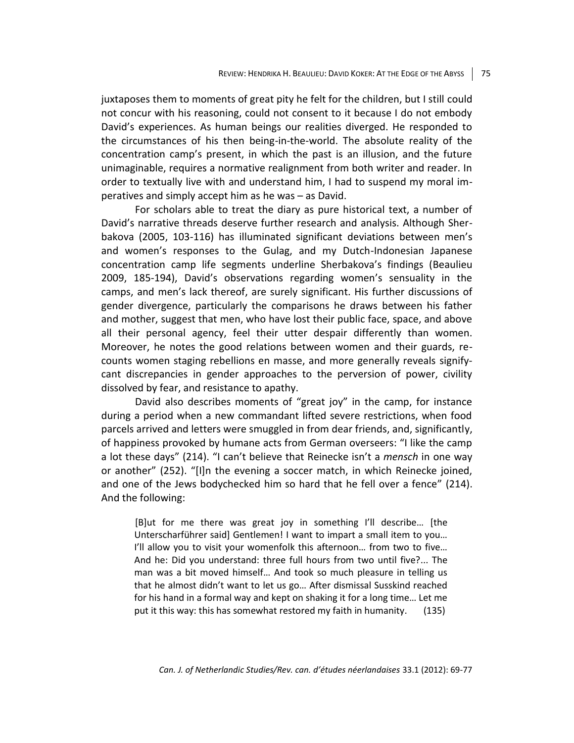juxtaposes them to moments of great pity he felt for the children, but I still could not concur with his reasoning, could not consent to it because I do not embody David's experiences. As human beings our realities diverged. He responded to the circumstances of his then being-in-the-world. The absolute reality of the concentration camp's present, in which the past is an illusion, and the future unimaginable, requires a normative realignment from both writer and reader. In order to textually live with and understand him, I had to suspend my moral imperatives and simply accept him as he was – as David.

For scholars able to treat the diary as pure historical text, a number of David's narrative threads deserve further research and analysis. Although Sherbakova (2005, 103-116) has illuminated significant deviations between men's and women's responses to the Gulag, and my Dutch-Indonesian Japanese concentration camp life segments underline Sherbakova's findings (Beaulieu 2009, 185-194), David's observations regarding women's sensuality in the camps, and men's lack thereof, are surely significant. His further discussions of gender divergence, particularly the comparisons he draws between his father and mother, suggest that men, who have lost their public face, space, and above all their personal agency, feel their utter despair differently than women. Moreover, he notes the good relations between women and their guards, recounts women staging rebellions en masse, and more generally reveals significant discrepancies in gender approaches to the perversion of power, civility dissolved by fear, and resistance to apathy.

David also describes moments of "great joy" in the camp, for instance during a period when a new commandant lifted severe restrictions, when food parcels arrived and letters were smuggled in from dear friends, and, significantly, of happiness provoked by humane acts from German overseers: "I like the camp a lot these days" (214). "I can't believe that Reinecke isn't a *mensch* in one way or another" (252). "[I]n the evening a soccer match, in which Reinecke joined, and one of the Jews bodychecked him so hard that he fell over a fence" (214). And the following:

> [B]ut for me there was great joy in something I'll describe… [the Unterscharführer said] Gentlemen! I want to impart a small item to you… I'll allow you to visit your womenfolk this afternoon… from two to five… And he: Did you understand: three full hours from two until five?... The man was a bit moved himself… And took so much pleasure in telling us that he almost didn't want to let us go… After dismissal Susskind reached for his hand in a formal way and kept on shaking it for a long time… Let me put it this way: this has somewhat restored my faith in humanity. (135)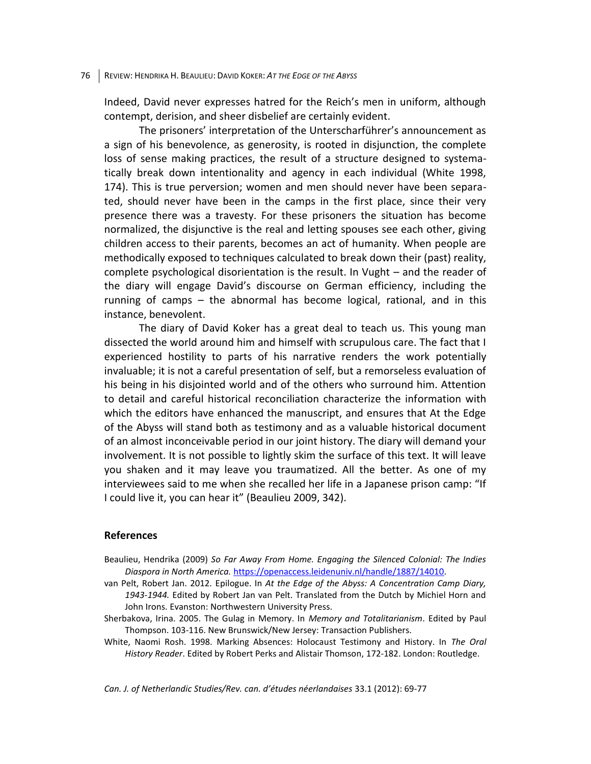Indeed, David never expresses hatred for the Reich's men in uniform, although contempt, derision, and sheer disbelief are certainly evident.

The prisoners' interpretation of the Unterscharführer's announcement as a sign of his benevolence, as generosity, is rooted in disjunction, the complete loss of sense making practices, the result of a structure designed to systematically break down intentionality and agency in each individual (White 1998, 174). This is true perversion; women and men should never have been separated, should never have been in the camps in the first place, since their very presence there was a travesty. For these prisoners the situation has become normalized, the disjunctive is the real and letting spouses see each other, giving children access to their parents, becomes an act of humanity. When people are methodically exposed to techniques calculated to break down their (past) reality, complete psychological disorientation is the result. In Vught – and the reader of the diary will engage David's discourse on German efficiency, including the running of camps – the abnormal has become logical, rational, and in this instance, benevolent.

The diary of David Koker has a great deal to teach us. This young man dissected the world around him and himself with scrupulous care. The fact that I experienced hostility to parts of his narrative renders the work potentially invaluable; it is not a careful presentation of self, but a remorseless evaluation of his being in his disjointed world and of the others who surround him. Attention to detail and careful historical reconciliation characterize the information with which the editors have enhanced the manuscript, and ensures that At the Edge of the Abyss will stand both as testimony and as a valuable historical document of an almost inconceivable period in our joint history. The diary will demand your involvement. It is not possible to lightly skim the surface of this text. It will leave you shaken and it may leave you traumatized. All the better. As one of my interviewees said to me when she recalled her life in a Japanese prison camp: "If I could live it, you can hear it" (Beaulieu 2009, 342).

## References

Beaulieu, Hendrika (2009) *So Far Away From Home. Engaging the Silenced Colonial: The Indies Diaspora in North America.* https://openaccess.leidenuniv.nl/handle/1887/14010.

van Pelt, Robert Jan. 2012. Epilogue. In *At the Edge of the Abyss: A Concentration Camp Diary, 1943-1944.* Edited by Robert Jan van Pelt. Translated from the Dutch by Michiel Horn and John Irons. Evanston: Northwestern University Press.

Sherbakova, Irina. 2005. The Gulag in Memory. In *Memory and Totalitarianism*. Edited by Paul Thompson. 103-116. New Brunswick/New Jersey: Transaction Publishers.

White, Naomi Rosh. 1998. Marking Absences: Holocaust Testimony and History. In *The Oral History Reader*. Edited by Robert Perks and Alistair Thomson, 172-182. London: Routledge.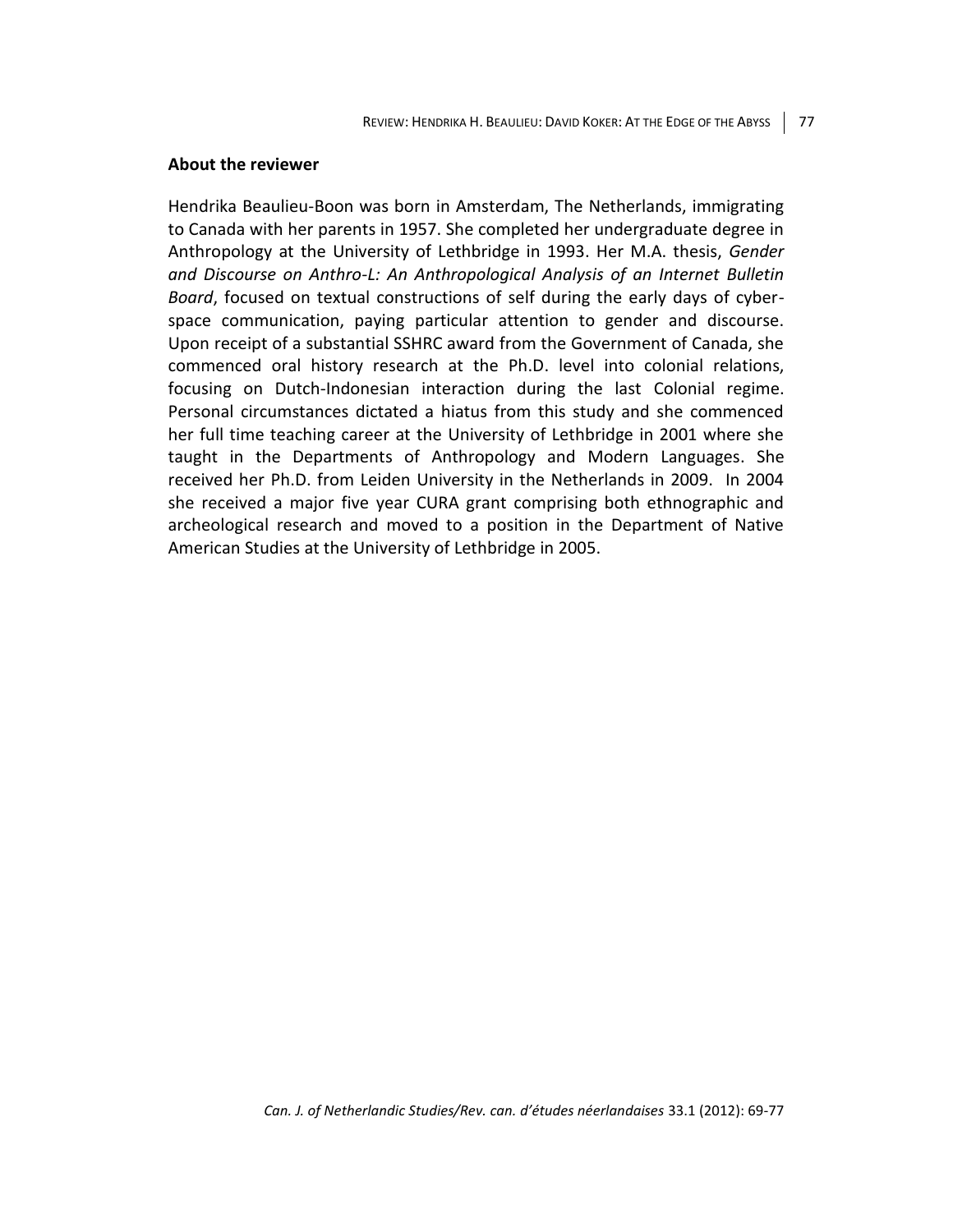**About the reviewer**

Hendrika Beaulieu-Boon was born in Amsterdam, The Netherlands, immigrating to Canada with her parents in 1957. She completed her undergraduate degree in Anthropology at the University of Lethbridge in 1993. Her M.A. thesis, *Gender and Discourse on Anthro-L: An Anthropological Analysis of an Internet Bulletin Board*, focused on textual constructions of self during the early days of cyber-space communication, paying particular attention to gender and discourse. Upon receipt of a substantial SSHRC award from the Government of Canada, she commenced oral history research at the Ph.D. level into colonial relations, focusing on Dutch-Indonesian interaction during the last Colonial regime. Personal circumstances dictated a hiatus from this study and she commenced her full time teaching career at the University of Lethbridge in 2001 where she taught in the Departments of Anthropology and Modern Languages. She received her Ph.D. from Leiden University in the Netherlands in 2009. In 2004 she received a major five year CURA grant comprising both ethnographic and archeological research and moved to a position in the Department of Native American Studies at the University of Lethbridge in 2005.